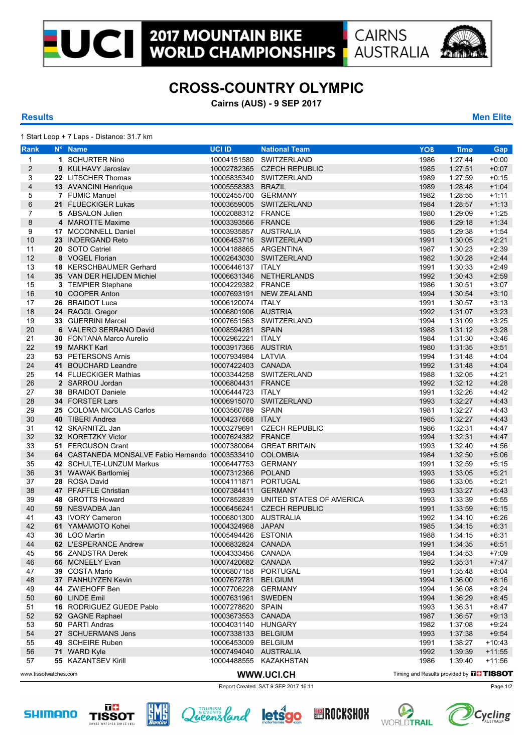# 2017 MOUNTAIN BIKE WORLD CHAMPIONSHIPS

CAIRNS AUSTRALIA

## CROSS-COUNTRY OLYMPIC

**Cairns (AUS) - 9 SEP 2017**

**Results** **Men Elite**

1 Start Loop + 7 Laps - Distance: 31.7 km

| Rank | N° | Name | UCI ID | National Team | YOB | Time | Gap |
|---|---|---|---|---|---|---|---|
| 1 | 1 | SCHURTER Nino | 10004151580 | SWITZERLAND | 1986 | 1:27:44 | +0:00 |
| 2 | 9 | KULHAVY Jaroslav | 10002782365 | CZECH REPUBLIC | 1985 | 1:27:51 | +0:07 |
| 3 | 22 | LITSCHER Thomas | 10005835340 | SWITZERLAND | 1989 | 1:27:59 | +0:15 |
| 4 | 13 | AVANCINI Henrique | 10005558383 | BRAZIL | 1989 | 1:28:48 | +1:04 |
| 5 | 7 | FUMIC Manuel | 10002455700 | GERMANY | 1982 | 1:28:55 | +1:11 |
| 6 | 21 | FLUECKIGER Lukas | 10003659005 | SWITZERLAND | 1984 | 1:28:57 | +1:13 |
| 7 | 5 | ABSALON Julien | 10002088312 | FRANCE | 1980 | 1:29:09 | +1:25 |
| 8 | 4 | MAROTTE Maxime | 10003393566 | FRANCE | 1986 | 1:29:18 | +1:34 |
| 9 | 17 | MCCONNELL Daniel | 10003935857 | AUSTRALIA | 1985 | 1:29:38 | +1:54 |
| 10 | 23 | INDERGAND Reto | 10006453716 | SWITZERLAND | 1991 | 1:30:05 | +2:21 |
| 11 | 20 | SOTO Catriel | 10004188865 | ARGENTINA | 1987 | 1:30:23 | +2:39 |
| 12 | 8 | VOGEL Florian | 10002643030 | SWITZERLAND | 1982 | 1:30:28 | +2:44 |
| 13 | 18 | KERSCHBAUMER Gerhard | 10006446137 | ITALY | 1991 | 1:30:33 | +2:49 |
| 14 | 35 | VAN DER HEIJDEN Michiel | 10006631346 | NETHERLANDS | 1992 | 1:30:43 | +2:59 |
| 15 | 3 | TEMPIER Stephane | 10004229382 | FRANCE | 1986 | 1:30:51 | +3:07 |
| 16 | 10 | COOPER Anton | 10007693191 | NEW ZEALAND | 1994 | 1:30:54 | +3:10 |
| 17 | 26 | BRAIDOT Luca | 10006120074 | ITALY | 1991 | 1:30:57 | +3:13 |
| 18 | 24 | RAGGL Gregor | 10006801906 | AUSTRIA | 1992 | 1:31:07 | +3:23 |
| 19 | 33 | GUERRINI Marcel | 10007651563 | SWITZERLAND | 1994 | 1:31:09 | +3:25 |
| 20 | 6 | VALERO SERRANO David | 10008594281 | SPAIN | 1988 | 1:31:12 | +3:28 |
| 21 | 30 | FONTANA Marco Aurelio | 10002962221 | ITALY | 1984 | 1:31:30 | +3:46 |
| 22 | 19 | MARKT Karl | 10003917366 | AUSTRIA | 1980 | 1:31:35 | +3:51 |
| 23 | 53 | PETERSONS Arnis | 10007934984 | LATVIA | 1994 | 1:31:48 | +4:04 |
| 24 | 41 | BOUCHARD Leandre | 10007422403 | CANADA | 1992 | 1:31:48 | +4:04 |
| 25 | 14 | FLUECKIGER Mathias | 10003344258 | SWITZERLAND | 1988 | 1:32:05 | +4:21 |
| 26 | 2 | SARROU Jordan | 10006804431 | FRANCE | 1992 | 1:32:12 | +4:28 |
| 27 | 38 | BRAIDOT Daniele | 10006444723 | ITALY | 1991 | 1:32:26 | +4:42 |
| 28 | 34 | FORSTER Lars | 10006915070 | SWITZERLAND | 1993 | 1:32:27 | +4:43 |
| 29 | 25 | COLOMA NICOLAS Carlos | 10003560789 | SPAIN | 1981 | 1:32:27 | +4:43 |
| 30 | 40 | TIBERI Andrea | 10004237668 | ITALY | 1985 | 1:32:27 | +4:43 |
| 31 | 12 | SKARNITZL Jan | 10003279691 | CZECH REPUBLIC | 1986 | 1:32:31 | +4:47 |
| 32 | 32 | KORETZKY Victor | 10007624382 | FRANCE | 1994 | 1:32:31 | +4:47 |
| 33 | 51 | FERGUSON Grant | 10007380064 | GREAT BRITAIN | 1993 | 1:32:40 | +4:56 |
| 34 | 64 | CASTANEDA MONSALVE Fabio Hernando | 10003533410 | COLOMBIA | 1984 | 1:32:50 | +5:06 |
| 35 | 42 | SCHULTE-LUNZUM Markus | 10006447753 | GERMANY | 1991 | 1:32:59 | +5:15 |
| 36 | 31 | WAWAK Bartlomiej | 10007312366 | POLAND | 1993 | 1:33:05 | +5:21 |
| 37 | 28 | ROSA David | 10004111871 | PORTUGAL | 1986 | 1:33:05 | +5:21 |
| 38 | 47 | PFAFFLE Christian | 10007384411 | GERMANY | 1993 | 1:33:27 | +5:43 |
| 39 | 48 | GROTTS Howard | 10007852839 | UNITED STATES OF AMERICA | 1993 | 1:33:39 | +5:55 |
| 40 | 59 | NESVADBA Jan | 10006456241 | CZECH REPUBLIC | 1991 | 1:33:59 | +6:15 |
| 41 | 43 | IVORY Cameron | 10006801300 | AUSTRALIA | 1992 | 1:34:10 | +6:26 |
| 42 | 61 | YAMAMOTO Kohei | 10004324968 | JAPAN | 1985 | 1:34:15 | +6:31 |
| 43 | 36 | LOO Martin | 10005494426 | ESTONIA | 1988 | 1:34:15 | +6:31 |
| 44 | 62 | L'ESPERANCE Andrew | 10006832824 | CANADA | 1991 | 1:34:35 | +6:51 |
| 45 | 56 | ZANDSTRA Derek | 10004333456 | CANADA | 1984 | 1:34:53 | +7:09 |
| 46 | 66 | MCNEELY Evan | 10007420682 | CANADA | 1992 | 1:35:31 | +7:47 |
| 47 | 39 | COSTA Mario | 10006807158 | PORTUGAL | 1991 | 1:35:48 | +8:04 |
| 48 | 37 | PANHUYZEN Kevin | 10007672781 | BELGIUM | 1994 | 1:36:00 | +8:16 |
| 49 | 44 | ZWIEHOFF Ben | 10007706228 | GERMANY | 1994 | 1:36:08 | +8:24 |
| 50 | 60 | LINDE Emil | 10007631961 | SWEDEN | 1994 | 1:36:29 | +8:45 |
| 51 | 16 | RODRIGUEZ GUEDE Pablo | 10007278620 | SPAIN | 1993 | 1:36:31 | +8:47 |
| 52 | 52 | GAGNE Raphael | 10003673553 | CANADA | 1987 | 1:36:57 | +9:13 |
| 53 | 50 | PARTI Andras | 10004031140 | HUNGARY | 1982 | 1:37:08 | +9:24 |
| 54 | 27 | SCHUERMANS Jens | 10007338133 | BELGIUM | 1993 | 1:37:38 | +9:54 |
| 55 | 49 | SCHEIRE Ruben | 10006453009 | BELGIUM | 1991 | 1:38:27 | +10:43 |
| 56 | 71 | WARD Kyle | 10007494040 | AUSTRALIA | 1992 | 1:39:39 | +11:55 |
| 57 | 55 | KAZANTSEV Kirill | 10004488555 | KAZAKHSTAN | 1986 | 1:39:40 | +11:56 |

www.tissotwatches.com WWW.UCI.CH Timing and Results provided by TISSOT

Report Created SAT 9 SEP 2017 16:11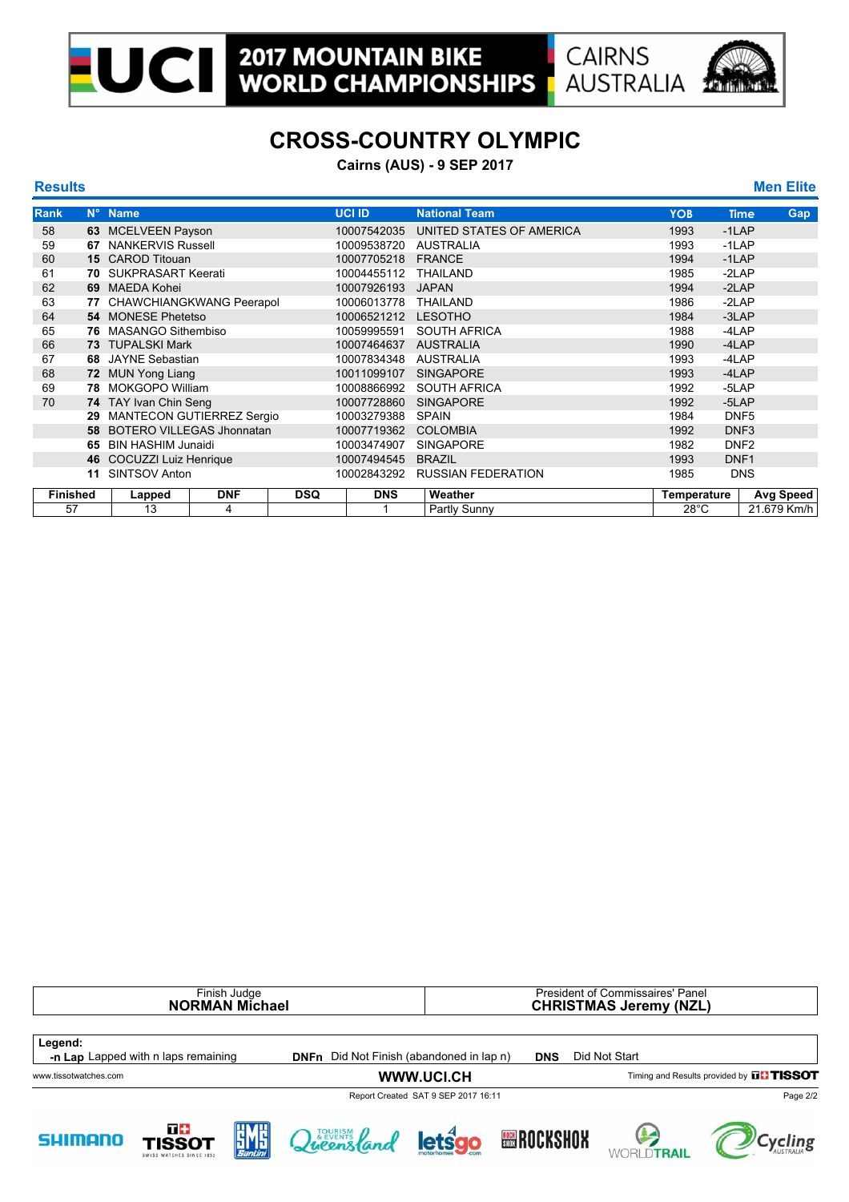# CROSS-COUNTRY OLYMPIC

**Cairns (AUS) - 9 SEP 2017**

**Results** **Men Elite**

| Rank | N° | Name | UCI ID | National Team | YOB | Time | Gap |
|---|---|---|---|---|---|---|---|
| 58 | 63 | MCELVEEN Payson | 10007542035 | UNITED STATES OF AMERICA | 1993 | -1LAP | |
| 59 | 67 | NANKERVIS Russell | 10009538720 | AUSTRALIA | 1993 | -1LAP | |
| 60 | 15 | CAROD Titouan | 10007705218 | FRANCE | 1994 | -1LAP | |
| 61 | 70 | SUKPRASART Keerati | 10004455112 | THAILAND | 1985 | -2LAP | |
| 62 | 69 | MAEDA Kohei | 10007926193 | JAPAN | 1994 | -2LAP | |
| 63 | 77 | CHAWCHIANGKWANG Peerapol | 10006013778 | THAILAND | 1986 | -2LAP | |
| 64 | 54 | MONESE Phetetso | 10006521212 | LESOTHO | 1984 | -3LAP | |
| 65 | 76 | MASANGO Sithembiso | 10059995591 | SOUTH AFRICA | 1988 | -4LAP | |
| 66 | 73 | TUPALSKI Mark | 10007464637 | AUSTRALIA | 1990 | -4LAP | |
| 67 | 68 | JAYNE Sebastian | 10007834348 | AUSTRALIA | 1993 | -4LAP | |
| 68 | 72 | MUN Yong Liang | 10011099107 | SINGAPORE | 1993 | -4LAP | |
| 69 | 78 | MOKGOPO William | 10008866992 | SOUTH AFRICA | 1992 | -5LAP | |
| 70 | 74 | TAY Ivan Chin Seng | 10007728860 | SINGAPORE | 1992 | -5LAP | |
| | 29 | MANTECON GUTIERREZ Sergio | 10003279388 | SPAIN | 1984 | DNF5 | |
| | 58 | BOTERO VILLEGAS Jhonnatan | 10007719362 | COLOMBIA | 1992 | DNF3 | |
| | 65 | BIN HASHIM Junaidi | 10003474907 | SINGAPORE | 1982 | DNF2 | |
| | 46 | COCUZZI Luiz Henrique | 10007494545 | BRAZIL | 1993 | DNF1 | |
| | 11 | SINTSOV Anton | 10002843292 | RUSSIAN FEDERATION | 1985 | DNS | |

| Finished | Lapped | DNF | DSQ | DNS | Weather | Temperature | Avg Speed |
|---|---|---|---|---|---|---|---|
| 57 | 13 | 4 | | 1 | Partly Sunny | 28°C | 21.679 Km/h |

| Finish Judge | President of Commissaires' Panel |
|---|---|
| **NORMAN Michael** | **CHRISTMAS Jeremy (NZL)** |

**Legend:**
**-n Lap** Lapped with n laps remaining **DNFn** Did Not Finish (abandoned in lap n) **DNS** Did Not Start

www.tissotwatches.com **WWW.UCI.CH** Timing and Results provided by TISSOT

Report Created SAT 9 SEP 2017 16:11